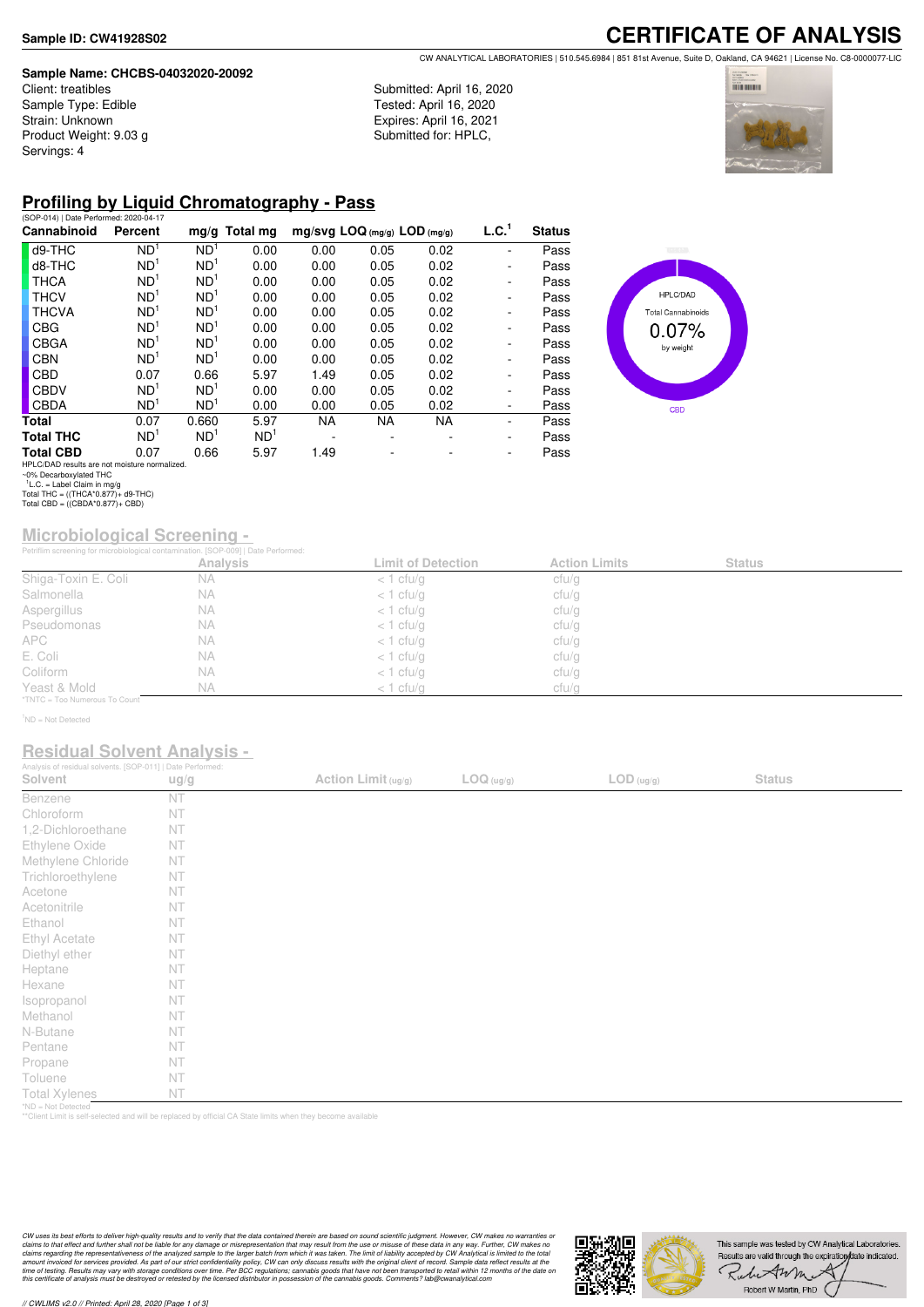**Sample ID: CW41928S02**

# CERTIFICATE OF ANALYSIS

CW ANALYTICAL LABORATORIES | 510.545.6984 | 851 81st Avenue, Suite D, Oakland, CA 94621 | License No. C8-0000077-LIC

**Sample Name: CHCBS-04032020-20092**
Client: treatibles
Sample Type: Edible
Strain: Unknown
Product Weight: 9.03 g
Servings: 4

Submitted: April 16, 2020
Tested: April 16, 2020
Expires: April 16, 2021
Submitted for: HPLC,

## Profiling by Liquid Chromatography - Pass

(SOP-014) | Date Performed: 2020-04-17

| Cannabinoid | Percent | mg/g | Total mg | mg/svg | LOQ (mg/g) | LOD (mg/g) | L.C.[1] | Status |
|---|---|---|---|---|---|---|---|---|
| d9-THC | ND[1] | ND[1] | 0.00 | 0.00 | 0.05 | 0.02 | - | Pass |
| d8-THC | ND[1] | ND[1] | 0.00 | 0.00 | 0.05 | 0.02 | - | Pass |
| THCA | ND[1] | ND[1] | 0.00 | 0.00 | 0.05 | 0.02 | - | Pass |
| THCV | ND[1] | ND[1] | 0.00 | 0.00 | 0.05 | 0.02 | - | Pass |
| THCVA | ND[1] | ND[1] | 0.00 | 0.00 | 0.05 | 0.02 | - | Pass |
| CBG | ND[1] | ND[1] | 0.00 | 0.00 | 0.05 | 0.02 | - | Pass |
| CBGA | ND[1] | ND[1] | 0.00 | 0.00 | 0.05 | 0.02 | - | Pass |
| CBN | ND[1] | ND[1] | 0.00 | 0.00 | 0.05 | 0.02 | - | Pass |
| CBD | 0.07 | 0.66 | 5.97 | 1.49 | 0.05 | 0.02 | - | Pass |
| CBDV | ND[1] | ND[1] | 0.00 | 0.00 | 0.05 | 0.02 | - | Pass |
| CBDA | ND[1] | ND[1] | 0.00 | 0.00 | 0.05 | 0.02 | - | Pass |
| **Total** | 0.07 | 0.660 | 5.97 | NA | NA | NA | - | Pass |
| **Total THC** | ND[1] | ND[1] | ND[1] | - | - | - | - | Pass |
| **Total CBD** | 0.07 | 0.66 | 5.97 | 1.49 | - | - | - | Pass |

HPLC/DAD results are not moisture normalized.
~0% Decarboxylated THC
[1]L.C. = Label Claim in mg/g
Total THC = ((THCA*0.877)+ d9-THC)
Total CBD = ((CBDA*0.877)+ CBD)

HPLC/DAD
Total Cannabinoids
0.07%
by weight
CBD

## Microbiological Screening -

Petrifilm screening for microbiological contamination. [SOP-009] | Date Performed:

| | Analysis | Limit of Detection | Action Limits | Status |
|---|---|---|---|---|
| Shiga-Toxin E. Coli | NA | < 1 cfu/g | cfu/g | |
| Salmonella | NA | < 1 cfu/g | cfu/g | |
| Aspergillus | NA | < 1 cfu/g | cfu/g | |
| Pseudomonas | NA | < 1 cfu/g | cfu/g | |
| APC | NA | < 1 cfu/g | cfu/g | |
| E. Coli | NA | < 1 cfu/g | cfu/g | |
| Coliform | NA | < 1 cfu/g | cfu/g | |
| Yeast & Mold | NA | < 1 cfu/g | cfu/g | |

*TNTC = Too Numerous To Count

[1]ND = Not Detected

## Residual Solvent Analysis -

Analysis of residual solvents. [SOP-011] | Date Performed:

| Solvent | ug/g | Action Limit (ug/g) | LOQ (ug/g) | LOD (ug/g) | Status |
|---|---|---|---|---|---|
| Benzene | NT | | | | |
| Chloroform | NT | | | | |
| 1,2-Dichloroethane | NT | | | | |
| Ethylene Oxide | NT | | | | |
| Methylene Chloride | NT | | | | |
| Trichloroethylene | NT | | | | |
| Acetone | NT | | | | |
| Acetonitrile | NT | | | | |
| Ethanol | NT | | | | |
| Ethyl Acetate | NT | | | | |
| Diethyl ether | NT | | | | |
| Heptane | NT | | | | |
| Hexane | NT | | | | |
| Isopropanol | NT | | | | |
| Methanol | NT | | | | |
| N-Butane | NT | | | | |
| Pentane | NT | | | | |
| Propane | NT | | | | |
| Toluene | NT | | | | |
| Total Xylenes | NT | | | | |

*ND = Not Detected
**Client Limit is self-selected and will be replaced by official CA State limits when they become available

*CW uses its best efforts to deliver high-quality results and to verify that the data contained therein are based on sound scientific judgment. However, CW makes no warranties or claims to that effect and further shall not be liable for any damage or misrepresentation that may result from the use or misuse of these data in any way. Further, CW makes no claims regarding the representativeness of the analyzed sample to the larger batch from which it was taken. The limit of liability accepted by CW Analytical is limited to the total amount invoiced for services provided. As part of our strict confidentiality policy, CW can only discuss results with the original client of record. Sample data reflect results at the time of testing. Results may vary with storage conditions over time. Per BCC regulations; cannabis goods that have not been transported to retail within 12 months of the date on this certificate of analysis must be destroyed or retested by the licensed distributor in possession of the cannabis goods. Comments? lab@cwanalytical.com*

This sample was tested by CW Analytical Laboratories. Results are valid through the expiration date indicated.

Robert W Martin, PhD

// CWLIMS v2.0 // Printed: April 28, 2020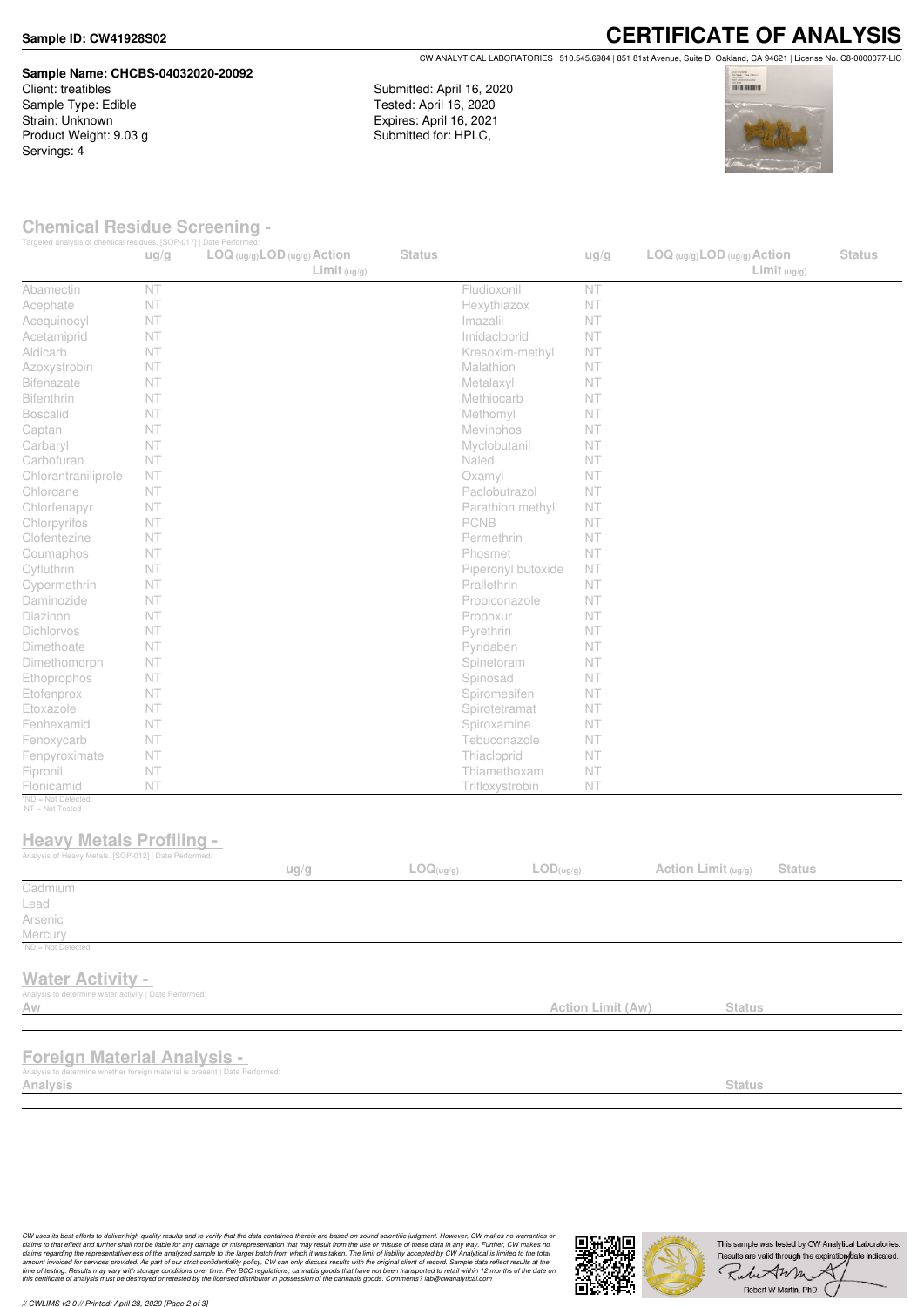**Sample ID: CW41928S02**

# CERTIFICATE OF ANALYSIS

CW ANALYTICAL LABORATORIES | 510.545.6984 | 851 81st Avenue, Suite D, Oakland, CA 94621 | License No. C8-0000077-LIC

**Sample Name: CHCBS-04032020-20092**
Client: treatibles
Sample Type: Edible
Strain: Unknown
Product Weight: 9.03 g
Servings: 4

Submitted: April 16, 2020
Tested: April 16, 2020
Expires: April 16, 2021
Submitted for: HPLC,

## Chemical Residue Screening -

Targeted analysis of chemical residues. [SOP-017] | Date Performed:

| | ug/g | LOQ (ug/g) | LOD (ug/g) | Action Limit (ug/g) | Status | | ug/g | LOQ (ug/g) | LOD (ug/g) | Action Limit (ug/g) | Status |
|---|---|---|---|---|---|---|---|---|---|---|---|
| Abamectin | NT | | | | | Fludioxonil | NT | | | | |
| Acephate | NT | | | | | Hexythiazox | NT | | | | |
| Acequinocyl | NT | | | | | Imazalil | NT | | | | |
| Acetamiprid | NT | | | | | Imidacloprid | NT | | | | |
| Aldicarb | NT | | | | | Kresoxim-methyl | NT | | | | |
| Azoxystrobin | NT | | | | | Malathion | NT | | | | |
| Bifenazate | NT | | | | | Metalaxyl | NT | | | | |
| Bifenthrin | NT | | | | | Methiocarb | NT | | | | |
| Boscalid | NT | | | | | Methomyl | NT | | | | |
| Captan | NT | | | | | Mevinphos | NT | | | | |
| Carbaryl | NT | | | | | Myclobutanil | NT | | | | |
| Carbofuran | NT | | | | | Naled | NT | | | | |
| Chlorantraniliprole | NT | | | | | Oxamyl | NT | | | | |
| Chlordane | NT | | | | | Paclobutrazol | NT | | | | |
| Chlorfenapyr | NT | | | | | Parathion methyl | NT | | | | |
| Chlorpyrifos | NT | | | | | PCNB | NT | | | | |
| Clofentezine | NT | | | | | Permethrin | NT | | | | |
| Coumaphos | NT | | | | | Phosmet | NT | | | | |
| Cyfluthrin | NT | | | | | Piperonyl butoxide | NT | | | | |
| Cypermethrin | NT | | | | | Prallethrin | NT | | | | |
| Daminozide | NT | | | | | Propiconazole | NT | | | | |
| Diazinon | NT | | | | | Propoxur | NT | | | | |
| Dichlorvos | NT | | | | | Pyrethrin | NT | | | | |
| Dimethoate | NT | | | | | Pyridaben | NT | | | | |
| Dimethomorph | NT | | | | | Spinetoram | NT | | | | |
| Ethoprophos | NT | | | | | Spinosad | NT | | | | |
| Etofenprox | NT | | | | | Spiromesifen | NT | | | | |
| Etoxazole | NT | | | | | Spirotetramat | NT | | | | |
| Fenhexamid | NT | | | | | Spiroxamine | NT | | | | |
| Fenoxycarb | NT | | | | | Tebuconazole | NT | | | | |
| Fenpyroximate | NT | | | | | Thiacloprid | NT | | | | |
| Fipronil | NT | | | | | Thiamethoxam | NT | | | | |
| Flonicamid | NT | | | | | Trifloxystrobin | NT | | | | |

*ND = Not Detected
NT = Not Tested

## Heavy Metals Profiling -

Analysis of Heavy Metals. [SOP-012] | Date Performed:

| | ug/g | LOQ(ug/g) | LOD(ug/g) | Action Limit (ug/g) | Status |
|---|---|---|---|---|---|
| Cadmium | | | | | |
| Lead | | | | | |
| Arsenic | | | | | |
| Mercury | | | | | |

*ND = Not Detected

## Water Activity -

Analysis to determine water activity | Date Performed:

| Aw | Action Limit (Aw) | Status |
|---|---|---|

## Foreign Material Analysis -

Analysis to determine whether foreign material is present | Date Performed:

| Analysis | Status |
|---|---|

*CW uses its best efforts to deliver high-quality results and to verify that the data contained therein are based on sound scientific judgment. However, CW makes no warranties or claims to that effect and further shall not be liable for any damage or misrepresentation that may result from the use or misuse of these data in any way. Further, CW makes no claims regarding the representativeness of the analyzed sample to the larger batch from which it was taken. The limit of liability accepted by CW Analytical is limited to the total amount invoiced for services provided. As part of our strict confidentiality policy, CW can only discuss results with the original client of record. Sample data reflect results at the time of testing. Results may vary with storage conditions over time. Per BCC regulations; cannabis goods that have not been transported to retail within 12 months of the date on this certificate of analysis must be destroyed or retested by the licensed distributor in possession of the cannabis goods. Comments? lab@cwanalytical.com*

This sample was tested by CW Analytical Laboratories. Results are valid through the expiration date indicated.

Robert W Martin, PhD

// CWLIMS v2.0 // Printed: April 28, 2020 [Page 2 of 3]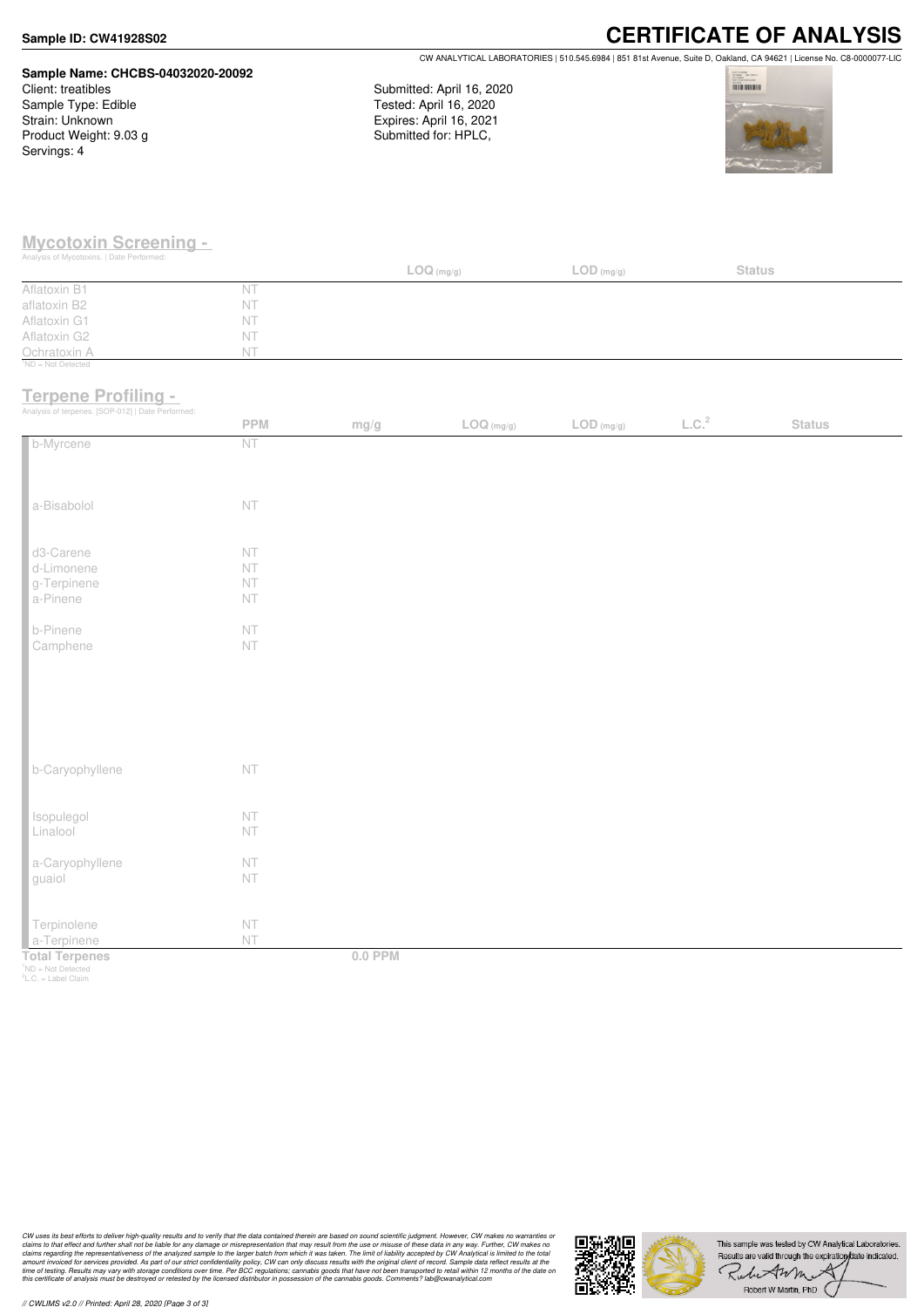**Sample ID: CW41928S02**

# CERTIFICATE OF ANALYSIS

CW ANALYTICAL LABORATORIES | 510.545.6984 | 851 81st Avenue, Suite D, Oakland, CA 94621 | License No. C8-0000077-LIC

**Sample Name: CHCBS-04032020-20092**
Client: treatibles
Sample Type: Edible
Strain: Unknown
Product Weight: 9.03 g
Servings: 4

Submitted: April 16, 2020
Tested: April 16, 2020
Expires: April 16, 2021
Submitted for: HPLC,

## Mycotoxin Screening -

Analysis of Mycotoxins. | Date Performed:

| | | LOQ (mg/g) | LOD (mg/g) | Status |
|---|---|---|---|---|
| Aflatoxin B1 | NT | | | |
| aflatoxin B2 | NT | | | |
| Aflatoxin G1 | NT | | | |
| Aflatoxin G2 | NT | | | |
| Ochratoxin A | NT | | | |

[1]ND = Not Detected

## Terpene Profiling -

Analysis of terpenes. [SOP-012] | Date Performed:

| | PPM | mg/g | LOQ (mg/g) | LOD (mg/g) | L.C.[2] | Status |
|---|---|---|---|---|---|---|
| b-Myrcene | NT | | | | | |
| a-Bisabolol | NT | | | | | |
| d3-Carene | NT | | | | | |
| d-Limonene | NT | | | | | |
| g-Terpinene | NT | | | | | |
| a-Pinene | NT | | | | | |
| b-Pinene | NT | | | | | |
| Camphene | NT | | | | | |
| b-Caryophyllene | NT | | | | | |
| Isopulegol | NT | | | | | |
| Linalool | NT | | | | | |
| a-Caryophyllene | NT | | | | | |
| guaiol | NT | | | | | |
| Terpinolene | NT | | | | | |
| a-Terpinene | NT | | | | | |
| **Total Terpenes** | | **0.0 PPM** | | | | |

[1]ND = Not Detected
[2]L.C. = Label Claim

*CW uses its best efforts to deliver high-quality results and to verify that the data contained therein are based on sound scientific judgment. However, CW makes no warranties or claims to that effect and further shall not be liable for any damage or misrepresentation that may result from the use or misuse of these data in any way. Further, CW makes no claims regarding the representativeness of the analyzed sample to the larger batch from which it was taken. The limit of liability accepted by CW Analytical is limited to the total amount invoiced for services provided. As part of our strict confidentiality policy, CW can only discuss results with the original client of record. Sample data reflect results at the time of testing. Results may vary with storage conditions over time. Per BCC regulations; cannabis goods that have not been transported to retail within 12 months of the date on this certificate of analysis must be destroyed or retested by the licensed distributor in possession of the cannabis goods. Comments? lab@cwanalytical.com*

This sample was tested by CW Analytical Laboratories. Results are valid through the expiration date indicated.

Robert W Martin, PhD

// CWLIMS v2.0 // Printed: April 28, 2020 [Page 3 of 3]